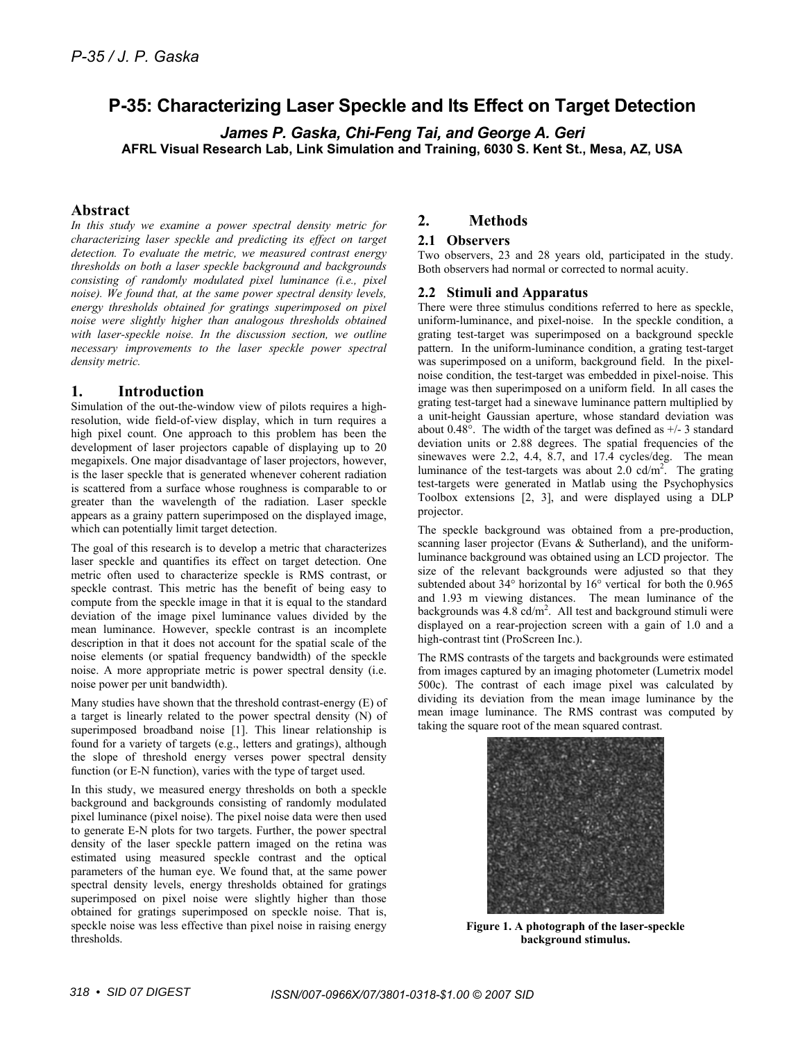# P-35: Characterizing Laser Speckle and Its Effect on Target Detection

***James P. Gaska, Chi-Feng Tai, and George A. Geri***

**AFRL Visual Research Lab, Link Simulation and Training, 6030 S. Kent St., Mesa, AZ, USA**

## Abstract

*In this study we examine a power spectral density metric for characterizing laser speckle and predicting its effect on target detection. To evaluate the metric, we measured contrast energy thresholds on both a laser speckle background and backgrounds consisting of randomly modulated pixel luminance (i.e., pixel noise). We found that, at the same power spectral density levels, energy thresholds obtained for gratings superimposed on pixel noise were slightly higher than analogous thresholds obtained with laser-speckle noise. In the discussion section, we outline necessary improvements to the laser speckle power spectral density metric.*

## 1. Introduction

Simulation of the out-the-window view of pilots requires a high-resolution, wide field-of-view display, which in turn requires a high pixel count. One approach to this problem has been the development of laser projectors capable of displaying up to 20 megapixels. One major disadvantage of laser projectors, however, is the laser speckle that is generated whenever coherent radiation is scattered from a surface whose roughness is comparable to or greater than the wavelength of the radiation. Laser speckle appears as a grainy pattern superimposed on the displayed image, which can potentially limit target detection.

The goal of this research is to develop a metric that characterizes laser speckle and quantifies its effect on target detection. One metric often used to characterize speckle is RMS contrast, or speckle contrast. This metric has the benefit of being easy to compute from the speckle image in that it is equal to the standard deviation of the image pixel luminance values divided by the mean luminance. However, speckle contrast is an incomplete description in that it does not account for the spatial scale of the noise elements (or spatial frequency bandwidth) of the speckle noise. A more appropriate metric is power spectral density (i.e. noise power per unit bandwidth).

Many studies have shown that the threshold contrast-energy (E) of a target is linearly related to the power spectral density (N) of superimposed broadband noise [1]. This linear relationship is found for a variety of targets (e.g., letters and gratings), although the slope of threshold energy verses power spectral density function (or E-N function), varies with the type of target used.

In this study, we measured energy thresholds on both a speckle background and backgrounds consisting of randomly modulated pixel luminance (pixel noise). The pixel noise data were then used to generate E-N plots for two targets. Further, the power spectral density of the laser speckle pattern imaged on the retina was estimated using measured speckle contrast and the optical parameters of the human eye. We found that, at the same power spectral density levels, energy thresholds obtained for gratings superimposed on pixel noise were slightly higher than those obtained for gratings superimposed on speckle noise. That is, speckle noise was less effective than pixel noise in raising energy thresholds.

## 2. Methods

### 2.1 Observers

Two observers, 23 and 28 years old, participated in the study. Both observers had normal or corrected to normal acuity.

### 2.2 Stimuli and Apparatus

There were three stimulus conditions referred to here as speckle, uniform-luminance, and pixel-noise. In the speckle condition, a grating test-target was superimposed on a background speckle pattern. In the uniform-luminance condition, a grating test-target was superimposed on a uniform, background field. In the pixel-noise condition, the test-target was embedded in pixel-noise. This image was then superimposed on a uniform field. In all cases the grating test-target had a sinewave luminance pattern multiplied by a unit-height Gaussian aperture, whose standard deviation was about 0.48°. The width of the target was defined as +/- 3 standard deviation units or 2.88 degrees. The spatial frequencies of the sinewaves were 2.2, 4.4, 8.7, and 17.4 cycles/deg. The mean luminance of the test-targets was about 2.0 cd/m$^2$. The grating test-targets were generated in Matlab using the Psychophysics Toolbox extensions [2, 3], and were displayed using a DLP projector.

The speckle background was obtained from a pre-production, scanning laser projector (Evans & Sutherland), and the uniform-luminance background was obtained using an LCD projector. The size of the relevant backgrounds were adjusted so that they subtended about 34° horizontal by 16° vertical for both the 0.965 and 1.93 m viewing distances. The mean luminance of the backgrounds was 4.8 cd/m$^2$. All test and background stimuli were displayed on a rear-projection screen with a gain of 1.0 and a high-contrast tint (ProScreen Inc.).

The RMS contrasts of the targets and backgrounds were estimated from images captured by an imaging photometer (Lumetrix model 500c). The contrast of each image pixel was calculated by dividing its deviation from the mean image luminance by the mean image luminance. The RMS contrast was computed by taking the square root of the mean squared contrast.

**Figure 1. A photograph of the laser-speckle background stimulus.**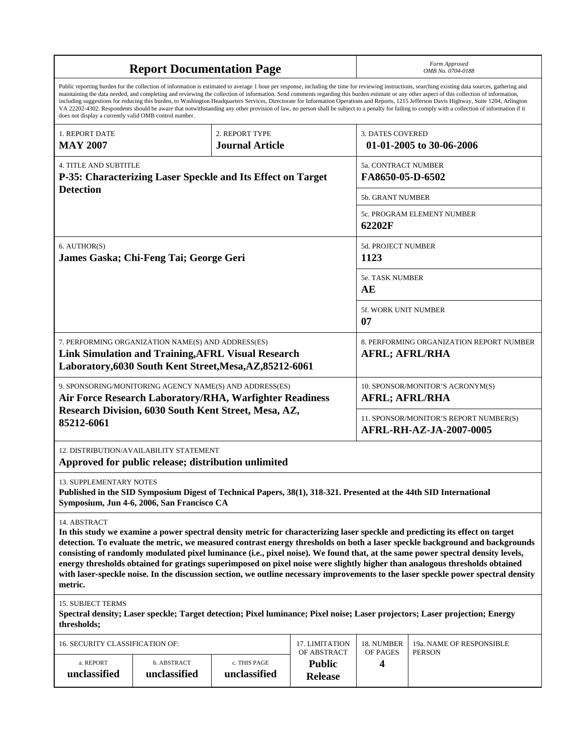# Report Documentation Page

*Form Approved*
*OMB No. 0704-0188*

Public reporting burden for the collection of information is estimated to average 1 hour per response, including the time for reviewing instructions, searching existing data sources, gathering and maintaining the data needed, and completing and reviewing the collection of information. Send comments regarding this burden estimate or any other aspect of this collection of information, including suggestions for reducing this burden, to Washington Headquarters Services, Directorate for Information Operations and Reports, 1215 Jefferson Davis Highway, Suite 1204, Arlington VA 22202-4302. Respondents should be aware that notwithstanding any other provision of law, no person shall be subject to a penalty for failing to comply with a collection of information if it does not display a currently valid OMB control number.

| 1. REPORT DATE | 2. REPORT TYPE | 3. DATES COVERED |
|---|---|---|
| **MAY 2007** | **Journal Article** | **01-01-2005 to 30-06-2006** |

**4. TITLE AND SUBTITLE**
**P-35: Characterizing Laser Speckle and Its Effect on Target Detection**

5a. CONTRACT NUMBER
**FA8650-05-D-6502**

5b. GRANT NUMBER

5c. PROGRAM ELEMENT NUMBER
**62202F**

**6. AUTHOR(S)**
**James Gaska; Chi-Feng Tai; George Geri**

5d. PROJECT NUMBER
**1123**

5e. TASK NUMBER
**AE**

5f. WORK UNIT NUMBER
**07**

7. PERFORMING ORGANIZATION NAME(S) AND ADDRESS(ES)
**Link Simulation and Training,AFRL Visual Research Laboratory,6030 South Kent Street,Mesa,AZ,85212-6061**

8. PERFORMING ORGANIZATION REPORT NUMBER
**AFRL; AFRL/RHA**

9. SPONSORING/MONITORING AGENCY NAME(S) AND ADDRESS(ES)
**Air Force Research Laboratory/RHA, Warfighter Readiness Research Division, 6030 South Kent Street, Mesa, AZ, 85212-6061**

10. SPONSOR/MONITOR'S ACRONYM(S)
**AFRL; AFRL/RHA**

11. SPONSOR/MONITOR'S REPORT NUMBER(S)
**AFRL-RH-AZ-JA-2007-0005**

12. DISTRIBUTION/AVAILABILITY STATEMENT
**Approved for public release; distribution unlimited**

13. SUPPLEMENTARY NOTES
**Published in the SID Symposium Digest of Technical Papers, 38(1), 318-321. Presented at the 44th SID International Symposium, Jun 4-6, 2006, San Francisco CA**

14. ABSTRACT
**In this study we examine a power spectral density metric for characterizing laser speckle and predicting its effect on target detection. To evaluate the metric, we measured contrast energy thresholds on both a laser speckle background and backgrounds consisting of randomly modulated pixel luminance (i.e., pixel noise). We found that, at the same power spectral density levels, energy thresholds obtained for gratings superimposed on pixel noise were slightly higher than analogous thresholds obtained with laser-speckle noise. In the discussion section, we outline necessary improvements to the laser speckle power spectral density metric.**

15. SUBJECT TERMS
**Spectral density; Laser speckle; Target detection; Pixel luminance; Pixel noise; Laser projectors; Laser projection; Energy thresholds;**

| 16. SECURITY CLASSIFICATION OF: | | | 17. LIMITATION OF ABSTRACT | 18. NUMBER OF PAGES | 19a. NAME OF RESPONSIBLE PERSON |
|---|---|---|---|---|---|
| a. REPORT | b. ABSTRACT | c. THIS PAGE | | | |
| **unclassified** | **unclassified** | **unclassified** | **Public Release** | **4** | |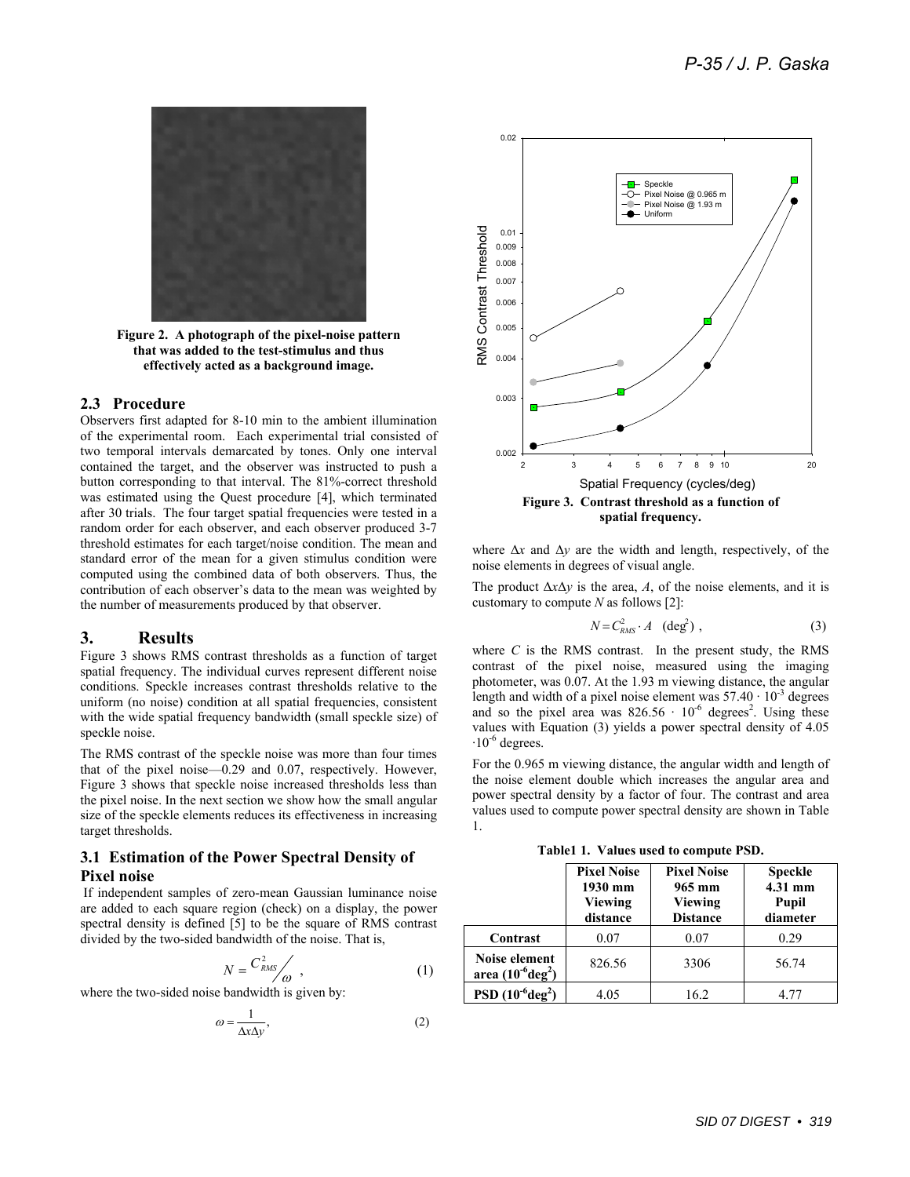Figure 2. A photograph of the pixel-noise pattern that was added to the test-stimulus and thus effectively acted as a background image.

### 2.3 Procedure

Observers first adapted for 8-10 min to the ambient illumination of the experimental room. Each experimental trial consisted of two temporal intervals demarcated by tones. Only one interval contained the target, and the observer was instructed to push a button corresponding to that interval. The 81%-correct threshold was estimated using the Quest procedure [4], which terminated after 30 trials. The four target spatial frequencies were tested in a random order for each observer, and each observer produced 3-7 threshold estimates for each target/noise condition. The mean and standard error of the mean for a given stimulus condition were computed using the combined data of both observers. Thus, the contribution of each observer's data to the mean was weighted by the number of measurements produced by that observer.

## 3. Results

Figure 3 shows RMS contrast thresholds as a function of target spatial frequency. The individual curves represent different noise conditions. Speckle increases contrast thresholds relative to the uniform (no noise) condition at all spatial frequencies, consistent with the wide spatial frequency bandwidth (small speckle size) of speckle noise.

The RMS contrast of the speckle noise was more than four times that of the pixel noise—0.29 and 0.07, respectively. However, Figure 3 shows that speckle noise increased thresholds less than the pixel noise. In the next section we show how the small angular size of the speckle elements reduces its effectiveness in increasing target thresholds.

### 3.1 Estimation of the Power Spectral Density of Pixel noise

If independent samples of zero-mean Gaussian luminance noise are added to each square region (check) on a display, the power spectral density is defined [5] to be the square of RMS contrast divided by the two-sided bandwidth of the noise. That is,

$$N = C_{RMS}^2 / \omega \ , \tag{1}$$

where the two-sided noise bandwidth is given by:

$$\omega = \frac{1}{\Delta x \Delta y}, \tag{2}$$

Figure 3. Contrast threshold as a function of spatial frequency.

where $\Delta x$ and $\Delta y$ are the width and length, respectively, of the noise elements in degrees of visual angle.

The product $\Delta x \Delta y$ is the area, $A$, of the noise elements, and it is customary to compute $N$ as follows [2]:

$$N = C_{RMS}^2 \cdot A \quad (\text{deg}^2) \ , \tag{3}$$

where $C$ is the RMS contrast. In the present study, the RMS contrast of the pixel noise, measured using the imaging photometer, was 0.07. At the 1.93 m viewing distance, the angular length and width of a pixel noise element was $57.40 \cdot 10^{-3}$ degrees and so the pixel area was $826.56 \cdot 10^{-6}$ degrees$^2$. Using these values with Equation (3) yields a power spectral density of $4.05 \cdot 10^{-6}$ degrees.

For the 0.965 m viewing distance, the angular width and length of the noise element double which increases the angular area and power spectral density by a factor of four. The contrast and area values used to compute power spectral density are shown in Table 1.

Table1 1. Values used to compute PSD.

| | Pixel Noise 1930 mm Viewing distance | Pixel Noise 965 mm Viewing Distance | Speckle 4.31 mm Pupil diameter |
|---|---|---|---|
| **Contrast** | 0.07 | 0.07 | 0.29 |
| **Noise element area ($10^{-6}$deg$^2$)** | 826.56 | 3306 | 56.74 |
| **PSD ($10^{-6}$deg$^2$)** | 4.05 | 16.2 | 4.77 |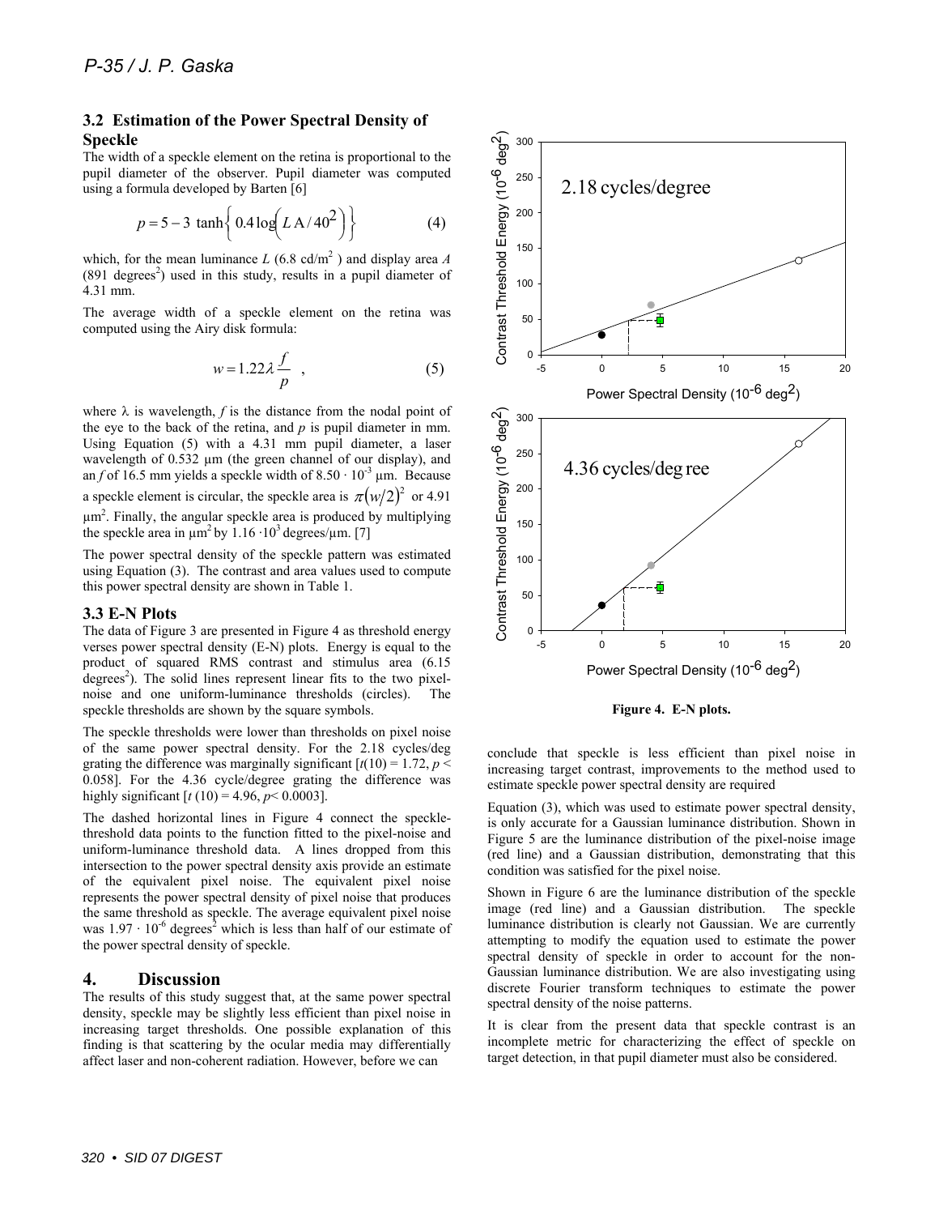### 3.2 Estimation of the Power Spectral Density of Speckle

The width of a speckle element on the retina is proportional to the pupil diameter of the observer. Pupil diameter was computed using a formula developed by Barten [6]

$$p = 5 - 3\ \tanh\left\{0.4\log\left(L\,\mathrm{A}/40^2\right)\right\} \qquad (4)$$

which, for the mean luminance $L$ (6.8 cd/m$^2$ ) and display area $A$ (891 degrees$^2$) used in this study, results in a pupil diameter of 4.31 mm.

The average width of a speckle element on the retina was computed using the Airy disk formula:

$$w = 1.22\lambda\frac{f}{p} \quad , \qquad (5)$$

where $\lambda$ is wavelength, $f$ is the distance from the nodal point of the eye to the back of the retina, and $p$ is pupil diameter in mm. Using Equation (5) with a 4.31 mm pupil diameter, a laser wavelength of 0.532 µm (the green channel of our display), and an $f$ of 16.5 mm yields a speckle width of $8.50 \cdot 10^{-3}$ µm. Because a speckle element is circular, the speckle area is $\pi(w/2)^2$ or 4.91 µm$^2$. Finally, the angular speckle area is produced by multiplying the speckle area in µm$^2$ by $1.16 \cdot 10^3$ degrees/µm. [7]

The power spectral density of the speckle pattern was estimated using Equation (3). The contrast and area values used to compute this power spectral density are shown in Table 1.

### 3.3 E-N Plots

The data of Figure 3 are presented in Figure 4 as threshold energy verses power spectral density (E-N) plots. Energy is equal to the product of squared RMS contrast and stimulus area (6.15 degrees$^2$). The solid lines represent linear fits to the two pixel-noise and one uniform-luminance thresholds (circles). The speckle thresholds are shown by the square symbols.

The speckle thresholds were lower than thresholds on pixel noise of the same power spectral density. For the 2.18 cycles/deg grating the difference was marginally significant [$t(10) = 1.72$, $p < 0.058$]. For the 4.36 cycle/degree grating the difference was highly significant [$t\,(10) = 4.96$, $p < 0.0003$].

The dashed horizontal lines in Figure 4 connect the speckle-threshold data points to the function fitted to the pixel-noise and uniform-luminance threshold data. A lines dropped from this intersection to the power spectral density axis provide an estimate of the equivalent pixel noise. The equivalent pixel noise represents the power spectral density of pixel noise that produces the same threshold as speckle. The average equivalent pixel noise was $1.97 \cdot 10^{-6}$ degrees$^2$ which is less than half of our estimate of the power spectral density of speckle.

**Figure 4. E-N plots.**

## 4. Discussion

The results of this study suggest that, at the same power spectral density, speckle may be slightly less efficient than pixel noise in increasing target thresholds. One possible explanation of this finding is that scattering by the ocular media may differentially affect laser and non-coherent radiation. However, before we can conclude that speckle is less efficient than pixel noise in increasing target contrast, improvements to the method used to estimate speckle power spectral density are required

Equation (3), which was used to estimate power spectral density, is only accurate for a Gaussian luminance distribution. Shown in Figure 5 are the luminance distribution of the pixel-noise image (red line) and a Gaussian distribution, demonstrating that this condition was satisfied for the pixel noise.

Shown in Figure 6 are the luminance distribution of the speckle image (red line) and a Gaussian distribution. The speckle luminance distribution is clearly not Gaussian. We are currently attempting to modify the equation used to estimate the power spectral density of speckle in order to account for the non-Gaussian luminance distribution. We are also investigating using discrete Fourier transform techniques to estimate the power spectral density of the noise patterns.

It is clear from the present data that speckle contrast is an incomplete metric for characterizing the effect of speckle on target detection, in that pupil diameter must also be considered.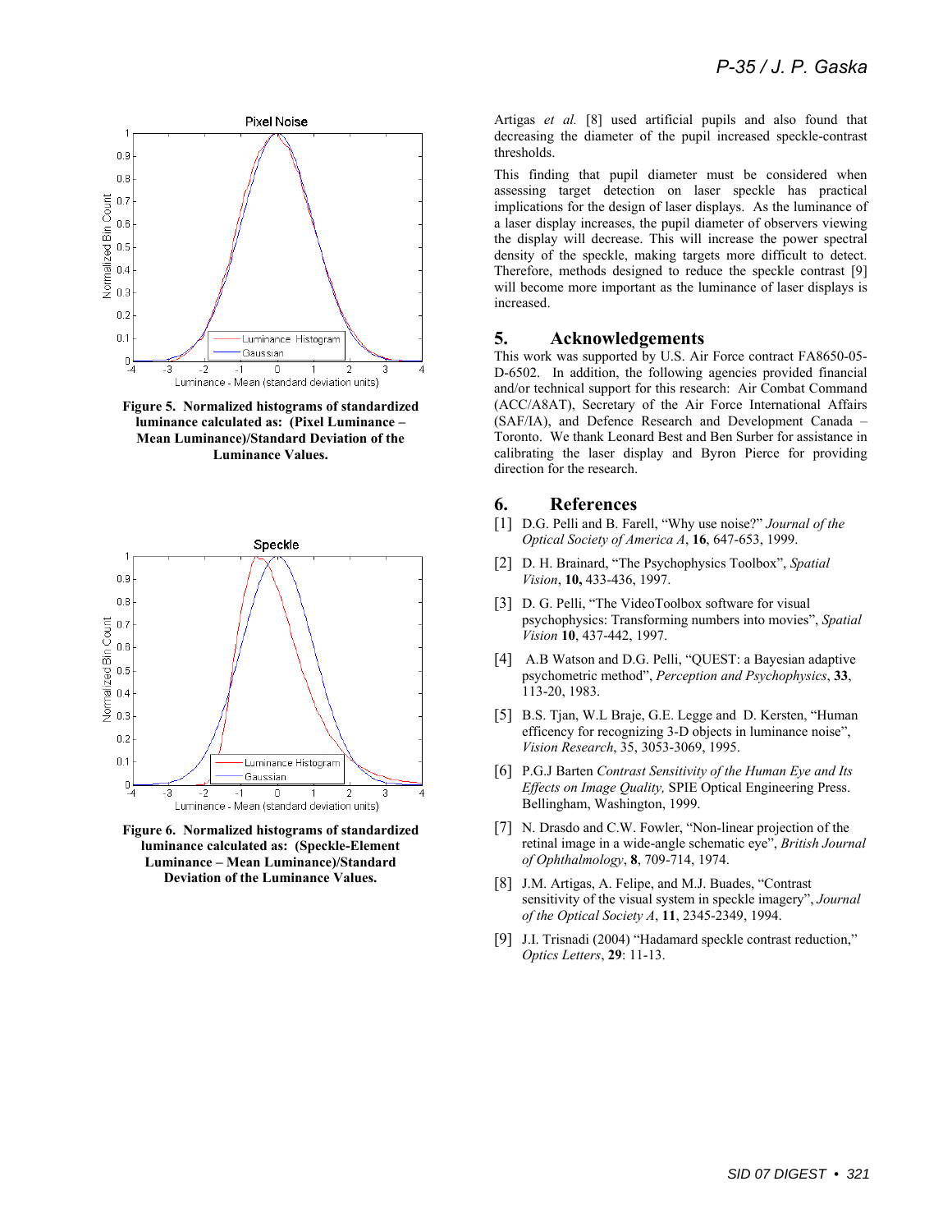Pixel Noise

Normalized Bin Count

1
0.9
0.8
0.7
0.6
0.5
0.4
0.3
0.2
0.1
0

-4 -3 -2 -1 0 1 2 3 4

Luminance - Mean (standard deviation units)

Luminance Histogram
Gaussian

**Figure 5. Normalized histograms of standardized luminance calculated as: (Pixel Luminance – Mean Luminance)/Standard Deviation of the Luminance Values.**

Speckle

Normalized Bin Count

1
0.9
0.8
0.7
0.6
0.5
0.4
0.3
0.2
0.1
0

-4 -3 -2 -1 0 1 2 3 4

Luminance - Mean (standard deviation units)

Luminance Histogram
Gaussian

**Figure 6. Normalized histograms of standardized luminance calculated as: (Speckle-Element Luminance – Mean Luminance)/Standard Deviation of the Luminance Values.**

Artigas *et al.* [8] used artificial pupils and also found that decreasing the diameter of the pupil increased speckle-contrast thresholds.

This finding that pupil diameter must be considered when assessing target detection on laser speckle has practical implications for the design of laser displays. As the luminance of a laser display increases, the pupil diameter of observers viewing the display will decrease. This will increase the power spectral density of the speckle, making targets more difficult to detect. Therefore, methods designed to reduce the speckle contrast [9] will become more important as the luminance of laser displays is increased.

## 5. Acknowledgements

This work was supported by U.S. Air Force contract FA8650-05-D-6502. In addition, the following agencies provided financial and/or technical support for this research: Air Combat Command (ACC/A8AT), Secretary of the Air Force International Affairs (SAF/IA), and Defence Research and Development Canada – Toronto. We thank Leonard Best and Ben Surber for assistance in calibrating the laser display and Byron Pierce for providing direction for the research.

## 6. References

[1] D.G. Pelli and B. Farell, "Why use noise?" *Journal of the Optical Society of America A*, **16**, 647-653, 1999.

[2] D. H. Brainard, "The Psychophysics Toolbox", *Spatial Vision*, **10,** 433-436, 1997.

[3] D. G. Pelli, "The VideoToolbox software for visual psychophysics: Transforming numbers into movies", *Spatial Vision* **10**, 437-442, 1997.

[4] A.B Watson and D.G. Pelli, "QUEST: a Bayesian adaptive psychometric method", *Perception and Psychophysics*, **33**, 113-20, 1983.

[5] B.S. Tjan, W.L Braje, G.E. Legge and D. Kersten, "Human efficency for recognizing 3-D objects in luminance noise", *Vision Research*, 35, 3053-3069, 1995.

[6] P.G.J Barten *Contrast Sensitivity of the Human Eye and Its Effects on Image Quality,* SPIE Optical Engineering Press. Bellingham, Washington, 1999.

[7] N. Drasdo and C.W. Fowler, "Non-linear projection of the retinal image in a wide-angle schematic eye", *British Journal of Ophthalmology*, **8**, 709-714, 1974.

[8] J.M. Artigas, A. Felipe, and M.J. Buades, "Contrast sensitivity of the visual system in speckle imagery", *Journal of the Optical Society A*, **11**, 2345-2349, 1994.

[9] J.I. Trisnadi (2004) "Hadamard speckle contrast reduction," *Optics Letters*, **29**: 11-13.